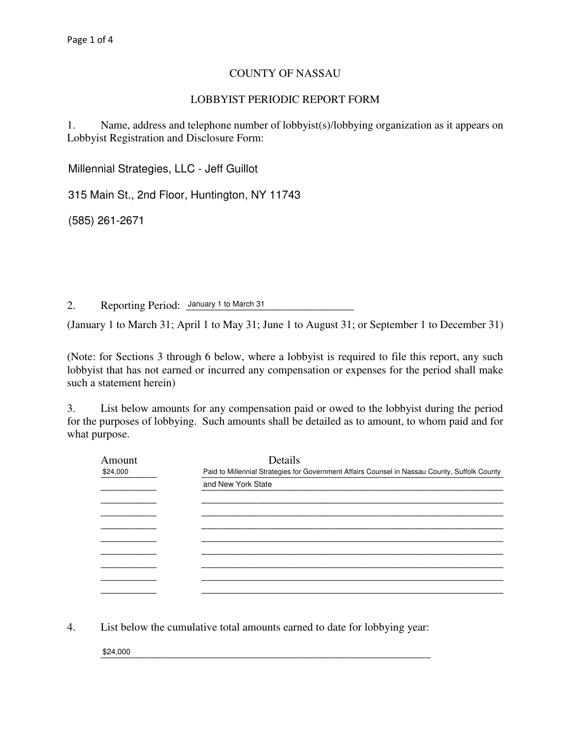# COUNTY OF NASSAU

## LOBBYIST PERIODIC REPORT FORM

1. Name, address and telephone number of lobbyist(s)/lobbying organization as it appears on Lobbyist Registration and Disclosure Form:

Millennial Strategies, LLC - Jeff Guillot

315 Main St., 2nd Floor, Huntington, NY 11743

(585) 261-2671

2. Reporting Period: January 1 to March 31

(January 1 to March 31; April 1 to May 31; June 1 to August 31; or September 1 to December 31)

(Note: for Sections 3 through 6 below, where a lobbyist is required to file this report, any such lobbyist that has not earned or incurred any compensation or expenses for the period shall make such a statement herein)

3. List below amounts for any compensation paid or owed to the lobbyist during the period for the purposes of lobbying. Such amounts shall be detailed as to amount, to whom paid and for what purpose.

| Amount | Details |
|---|---|
| $24,000 | Paid to Millennial Strategies for Government Affairs Counsel in Nassau County, Suffolk County and New York State |

4. List below the cumulative total amounts earned to date for lobbying year:

$24,000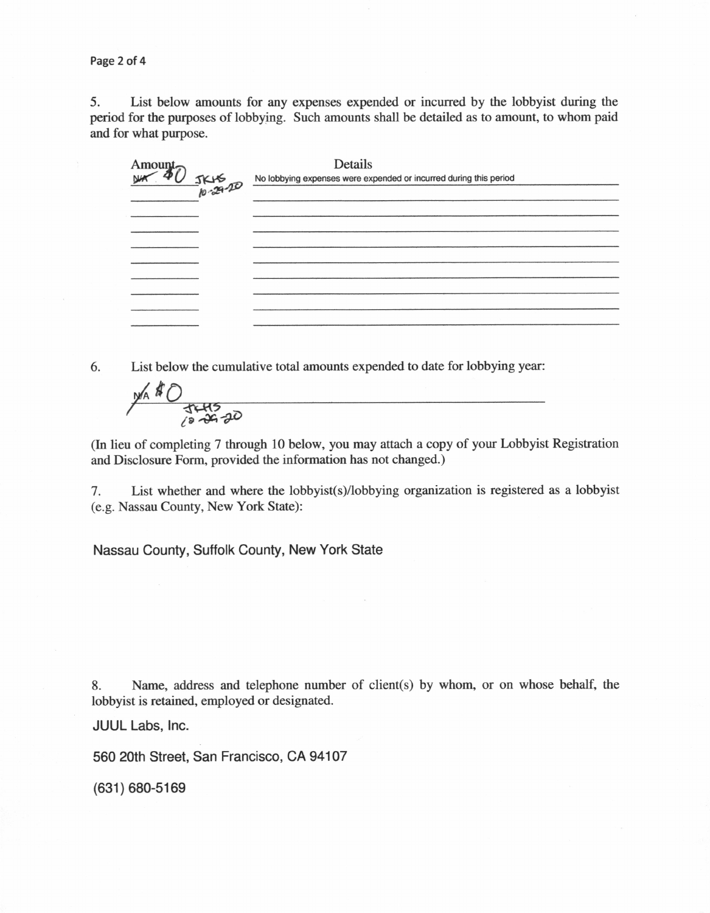5. List below amounts for any expenses expended or incurred by the lobbyist during the period for the purposes of lobbying. Such amounts shall be detailed as to amount, to whom paid and for what purpose.

| Amount | Details |
|---|---|
| ~~N/A~~ $0 JKHS 10-29-20 | No lobbying expenses were expended or incurred during this period |
| | |
| | |
| | |
| | |
| | |
| | |
| | |
| | |
| | |

6. List below the cumulative total amounts expended to date for lobbying year:

~~N/A~~ $0 JKHS 10-29-20

(In lieu of completing 7 through 10 below, you may attach a copy of your Lobbyist Registration and Disclosure Form, provided the information has not changed.)

7. List whether and where the lobbyist(s)/lobbying organization is registered as a lobbyist (e.g. Nassau County, New York State):

Nassau County, Suffolk County, New York State

8. Name, address and telephone number of client(s) by whom, or on whose behalf, the lobbyist is retained, employed or designated.

JUUL Labs, Inc.

560 20th Street, San Francisco, CA 94107

(631) 680-5169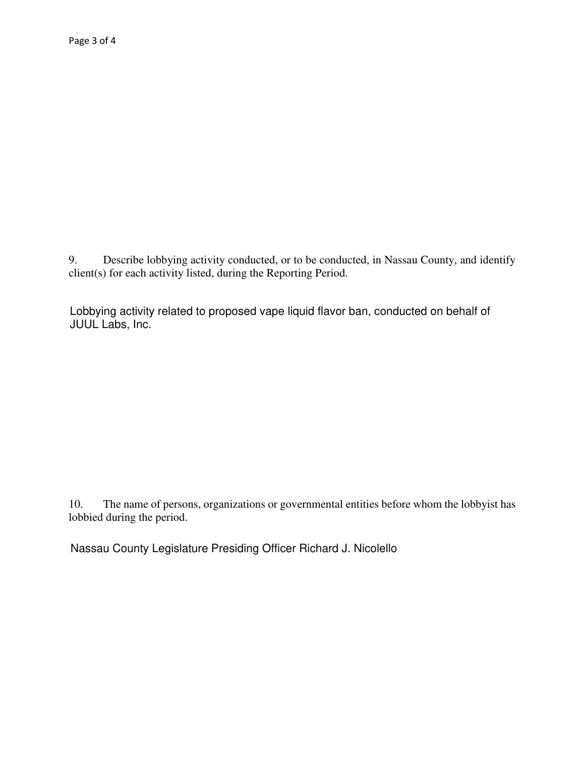9. Describe lobbying activity conducted, or to be conducted, in Nassau County, and identify client(s) for each activity listed, during the Reporting Period.

Lobbying activity related to proposed vape liquid flavor ban, conducted on behalf of JUUL Labs, Inc.

10. The name of persons, organizations or governmental entities before whom the lobbyist has lobbied during the period.

Nassau County Legislature Presiding Officer Richard J. Nicolello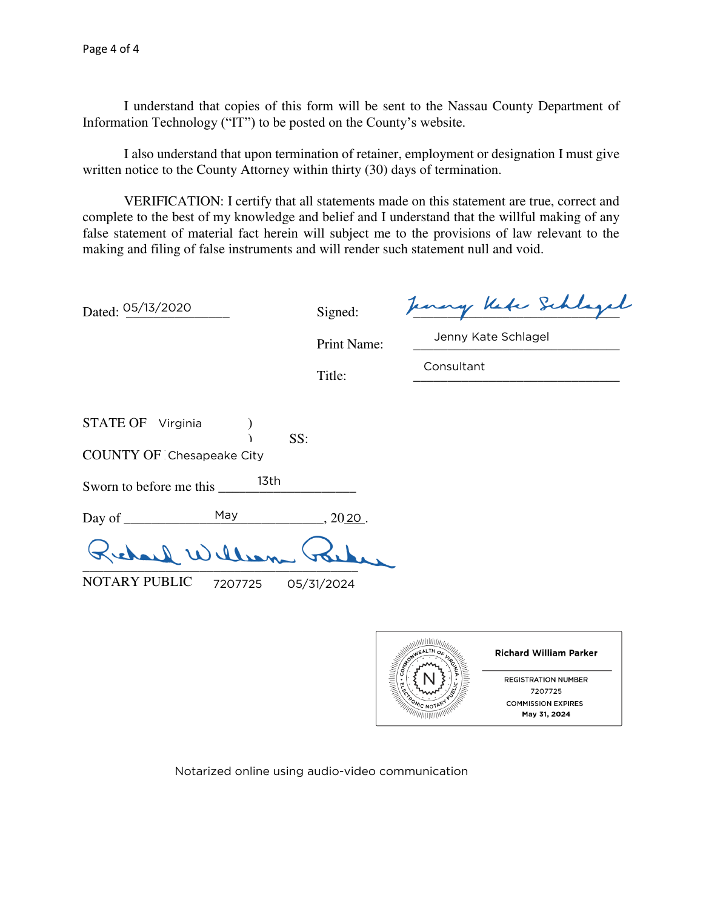I understand that copies of this form will be sent to the Nassau County Department of Information Technology ("IT") to be posted on the County's website.

I also understand that upon termination of retainer, employment or designation I must give written notice to the County Attorney within thirty (30) days of termination.

VERIFICATION: I certify that all statements made on this statement are true, correct and complete to the best of my knowledge and belief and I understand that the willful making of any false statement of material fact herein will subject me to the provisions of law relevant to the making and filing of false instruments and will render such statement null and void.

Dated: 05/13/2020

Signed: Jenny Kate Schlagel

Print Name: Jenny Kate Schlagel

Title: Consultant

STATE OF Virginia )
) SS:
COUNTY OF Chesapeake City

Sworn to before me this 13th

Day of May, 2020.

Richard William Parker

NOTARY PUBLIC 7207725 05/31/2024

COMMONWEALTH OF VIRGINIA ELECTRONIC NOTARY PUBLIC

Richard William Parker

REGISTRATION NUMBER 7207725

COMMISSION EXPIRES May 31, 2024

Notarized online using audio-video communication